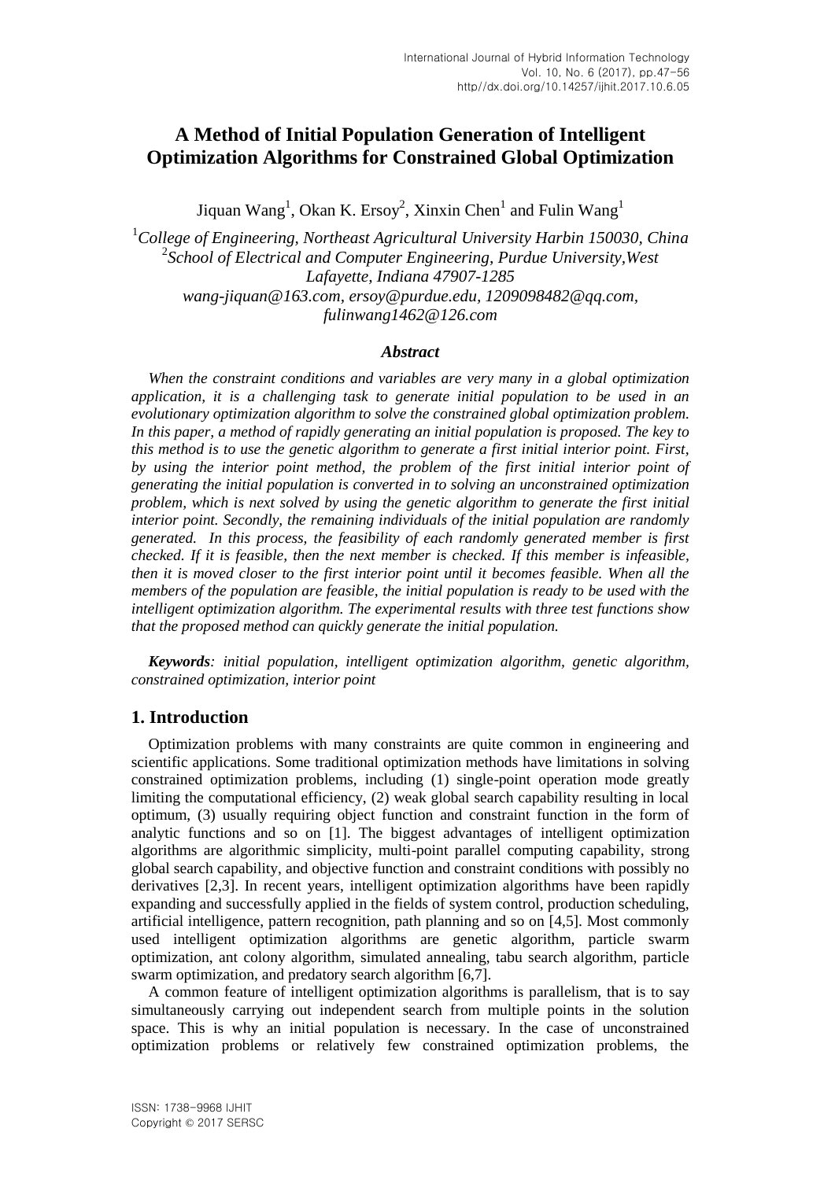# A Method of Initial Population Generation of Intelligent Optimization Algorithms for Constrained Global Optimization

Jiquan Wang[1], Okan K. Ersoy[2], Xinxin Chen[1] and Fulin Wang[1]

[1]*College of Engineering, Northeast Agricultural University Harbin 150030, China*
[2]*School of Electrical and Computer Engineering, Purdue University,West Lafayette, Indiana 47907-1285*
*wang-jiquan@163.com, ersoy@purdue.edu, 1209098482@qq.com, fulinwang1462@126.com*

### *Abstract*

*When the constraint conditions and variables are very many in a global optimization application, it is a challenging task to generate initial population to be used in an evolutionary optimization algorithm to solve the constrained global optimization problem. In this paper, a method of rapidly generating an initial population is proposed. The key to this method is to use the genetic algorithm to generate a first initial interior point. First, by using the interior point method, the problem of the first initial interior point of generating the initial population is converted in to solving an unconstrained optimization problem, which is next solved by using the genetic algorithm to generate the first initial interior point. Secondly, the remaining individuals of the initial population are randomly generated. In this process, the feasibility of each randomly generated member is first checked. If it is feasible, then the next member is checked. If this member is infeasible, then it is moved closer to the first interior point until it becomes feasible. When all the members of the population are feasible, the initial population is ready to be used with the intelligent optimization algorithm. The experimental results with three test functions show that the proposed method can quickly generate the initial population.*

***Keywords****: initial population, intelligent optimization algorithm, genetic algorithm, constrained optimization, interior point*

## 1. Introduction

Optimization problems with many constraints are quite common in engineering and scientific applications. Some traditional optimization methods have limitations in solving constrained optimization problems, including (1) single-point operation mode greatly limiting the computational efficiency, (2) weak global search capability resulting in local optimum, (3) usually requiring object function and constraint function in the form of analytic functions and so on [1]. The biggest advantages of intelligent optimization algorithms are algorithmic simplicity, multi-point parallel computing capability, strong global search capability, and objective function and constraint conditions with possibly no derivatives [2,3]. In recent years, intelligent optimization algorithms have been rapidly expanding and successfully applied in the fields of system control, production scheduling, artificial intelligence, pattern recognition, path planning and so on [4,5]. Most commonly used intelligent optimization algorithms are genetic algorithm, particle swarm optimization, ant colony algorithm, simulated annealing, tabu search algorithm, particle swarm optimization, and predatory search algorithm [6,7].

A common feature of intelligent optimization algorithms is parallelism, that is to say simultaneously carrying out independent search from multiple points in the solution space. This is why an initial population is necessary. In the case of unconstrained optimization problems or relatively few constrained optimization problems, the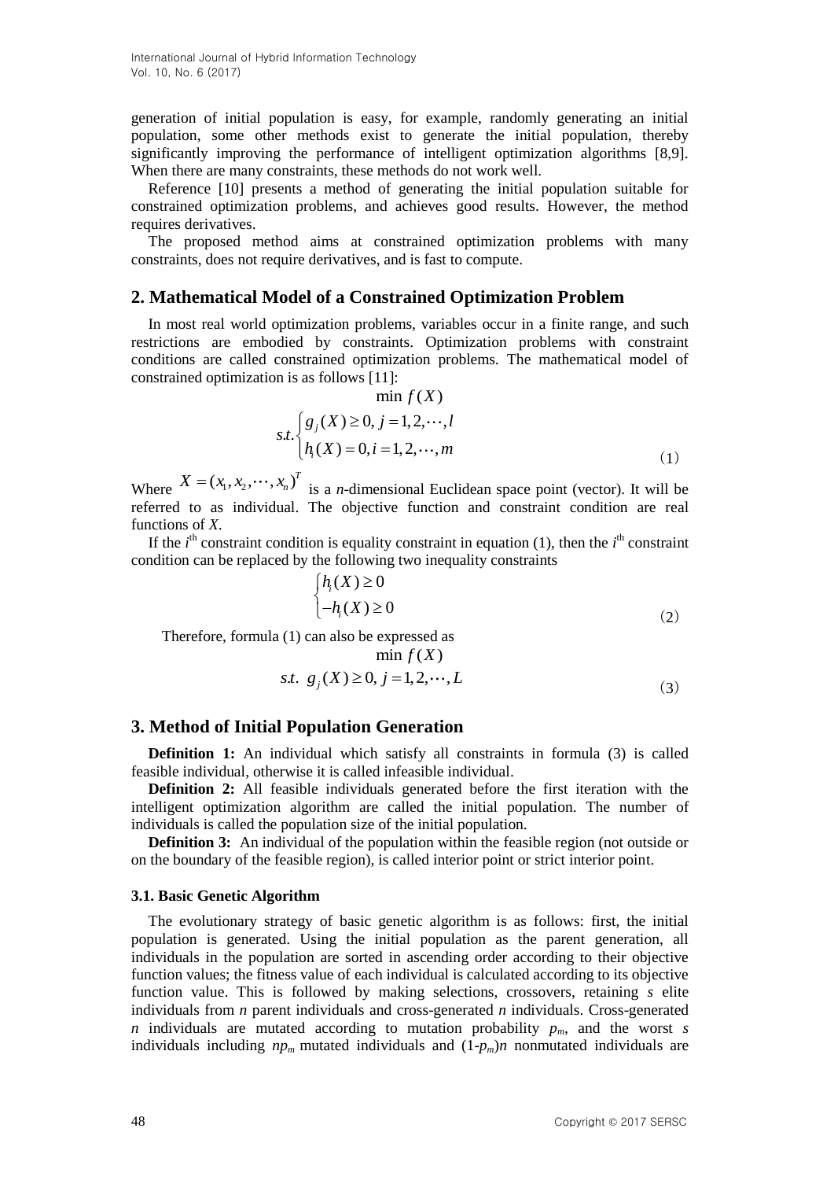generation of initial population is easy, for example, randomly generating an initial population, some other methods exist to generate the initial population, thereby significantly improving the performance of intelligent optimization algorithms [8,9]. When there are many constraints, these methods do not work well.

Reference [10] presents a method of generating the initial population suitable for constrained optimization problems, and achieves good results. However, the method requires derivatives.

The proposed method aims at constrained optimization problems with many constraints, does not require derivatives, and is fast to compute.

## 2. Mathematical Model of a Constrained Optimization Problem

In most real world optimization problems, variables occur in a finite range, and such restrictions are embodied by constraints. Optimization problems with constraint conditions are called constrained optimization problems. The mathematical model of constrained optimization is as follows [11]:

$$\min f(X)$$
$$s.t.\begin{cases} g_j(X) \geq 0, \; j = 1, 2, \cdots, l \\ h_i(X) = 0, i = 1, 2, \cdots, m \end{cases} \tag{1}$$

Where $X = (x_1, x_2, \cdots, x_n)^T$ is a *n*-dimensional Euclidean space point (vector). It will be referred to as individual. The objective function and constraint condition are real functions of *X*.

If the $i^{\text{th}}$ constraint condition is equality constraint in equation (1), then the $i^{\text{th}}$ constraint condition can be replaced by the following two inequality constraints

$$\begin{cases} h_i(X) \geq 0 \\ -h_i(X) \geq 0 \end{cases} \tag{2}$$

Therefore, formula (1) can also be expressed as

$$\min f(X)$$
$$s.t. \;\; g_j(X) \geq 0, \; j = 1, 2, \cdots, L \tag{3}$$

## 3. Method of Initial Population Generation

**Definition 1:** An individual which satisfy all constraints in formula (3) is called feasible individual, otherwise it is called infeasible individual.

**Definition 2:** All feasible individuals generated before the first iteration with the intelligent optimization algorithm are called the initial population. The number of individuals is called the population size of the initial population.

**Definition 3:** An individual of the population within the feasible region (not outside or on the boundary of the feasible region), is called interior point or strict interior point.

### 3.1. Basic Genetic Algorithm

The evolutionary strategy of basic genetic algorithm is as follows: first, the initial population is generated. Using the initial population as the parent generation, all individuals in the population are sorted in ascending order according to their objective function values; the fitness value of each individual is calculated according to its objective function value. This is followed by making selections, crossovers, retaining *s* elite individuals from *n* parent individuals and cross-generated *n* individuals. Cross-generated *n* individuals are mutated according to mutation probability $p_m$, and the worst *s* individuals including $np_m$ mutated individuals and $(1-p_m)n$ nonmutated individuals are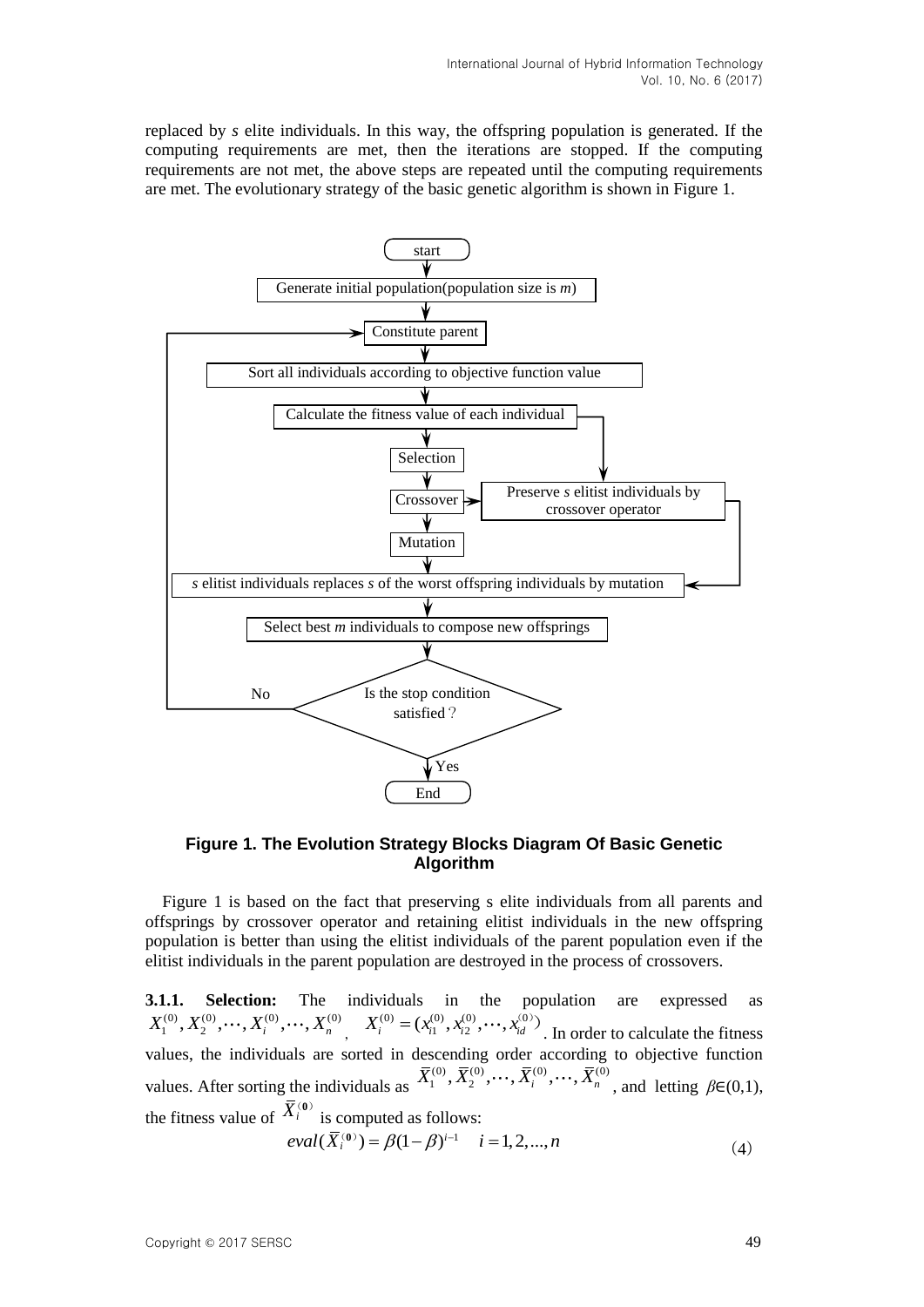replaced by *s* elite individuals. In this way, the offspring population is generated. If the computing requirements are met, then the iterations are stopped. If the computing requirements are not met, the above steps are repeated until the computing requirements are met. The evolutionary strategy of the basic genetic algorithm is shown in Figure 1.

**Figure 1. The Evolution Strategy Blocks Diagram Of Basic Genetic Algorithm**

Figure 1 is based on the fact that preserving s elite individuals from all parents and offsprings by crossover operator and retaining elitist individuals in the new offspring population is better than using the elitist individuals of the parent population even if the elitist individuals in the parent population are destroyed in the process of crossovers.

**3.1.1. Selection:** The individuals in the population are expressed as $X_1^{(0)}, X_2^{(0)}, \cdots, X_i^{(0)}, \cdots, X_n^{(0)}$, $X_i^{(0)} = (x_{i1}^{(0)}, x_{i2}^{(0)}, \cdots, x_{id}^{(0)})$. In order to calculate the fitness values, the individuals are sorted in descending order according to objective function values. After sorting the individuals as $\bar{X}_1^{(0)}, \bar{X}_2^{(0)}, \cdots, \bar{X}_i^{(0)}, \cdots, \bar{X}_n^{(0)}$, and letting $\beta \in (0,1)$, the fitness value of $\bar{X}_i^{(0)}$ is computed as follows:

$$eval(\bar{X}_i^{(0)}) = \beta(1-\beta)^{i-1} \quad i = 1, 2, ..., n \tag{4}$$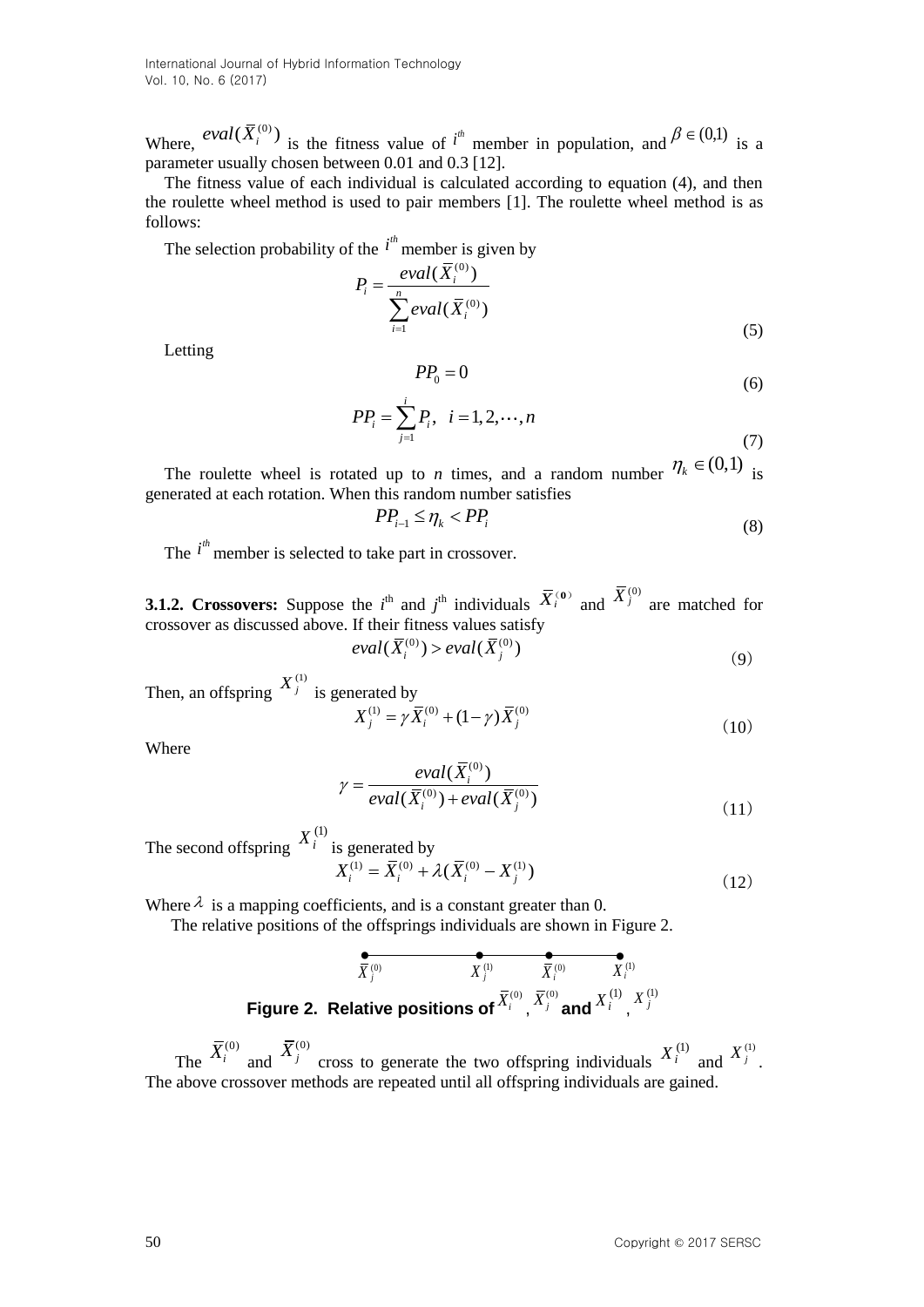Where, $eval(\bar{X}_i^{(0)})$ is the fitness value of $i^{th}$ member in population, and $\beta \in (0,1)$ is a parameter usually chosen between 0.01 and 0.3 [12].

The fitness value of each individual is calculated according to equation (4), and then the roulette wheel method is used to pair members [1]. The roulette wheel method is as follows:

The selection probability of the $i^{th}$ member is given by

$$P_i = \frac{eval(\bar{X}_i^{(0)})}{\sum_{i=1}^{n} eval(\bar{X}_i^{(0)})} \tag{5}$$

Letting

$$PP_0 = 0 \tag{6}$$

$$PP_i = \sum_{j=1}^{i} P_i, \quad i = 1, 2, \cdots, n \tag{7}$$

The roulette wheel is rotated up to *n* times, and a random number $\eta_k \in (0,1)$ is generated at each rotation. When this random number satisfies

$$PP_{i-1} \le \eta_k < PP_i \tag{8}$$

The $i^{th}$ member is selected to take part in crossover.

**3.1.2. Crossovers:** Suppose the $i^{th}$ and $j^{th}$ individuals $\bar{X}_i^{(0)}$ and $\bar{X}_j^{(0)}$ are matched for crossover as discussed above. If their fitness values satisfy

$$eval(\bar{X}_i^{(0)}) > eval(\bar{X}_j^{(0)}) \tag{9}$$

Then, an offspring $X_j^{(1)}$ is generated by

$$X_j^{(1)} = \gamma \bar{X}_i^{(0)} + (1-\gamma)\bar{X}_j^{(0)} \tag{10}$$

Where

$$\gamma = \frac{eval(\bar{X}_i^{(0)})}{eval(\bar{X}_i^{(0)}) + eval(\bar{X}_j^{(0)})} \tag{11}$$

The second offspring $X_i^{(1)}$ is generated by

$$X_i^{(1)} = \bar{X}_i^{(0)} + \lambda(\bar{X}_i^{(0)} - X_j^{(1)}) \tag{12}$$

Where $\lambda$ is a mapping coefficients, and is a constant greater than 0.

The relative positions of the offsprings individuals are shown in Figure 2.

$\bar{X}_j^{(0)}$ —— $X_j^{(1)}$ —— $\bar{X}_i^{(0)}$ —— $X_i^{(1)}$

**Figure 2. Relative positions of $\bar{X}_i^{(0)}$, $\bar{X}_j^{(0)}$ and $X_i^{(1)}$, $X_j^{(1)}$**

The $\bar{X}_i^{(0)}$ and $\bar{X}_j^{(0)}$ cross to generate the two offspring individuals $X_i^{(1)}$ and $X_j^{(1)}$. The above crossover methods are repeated until all offspring individuals are gained.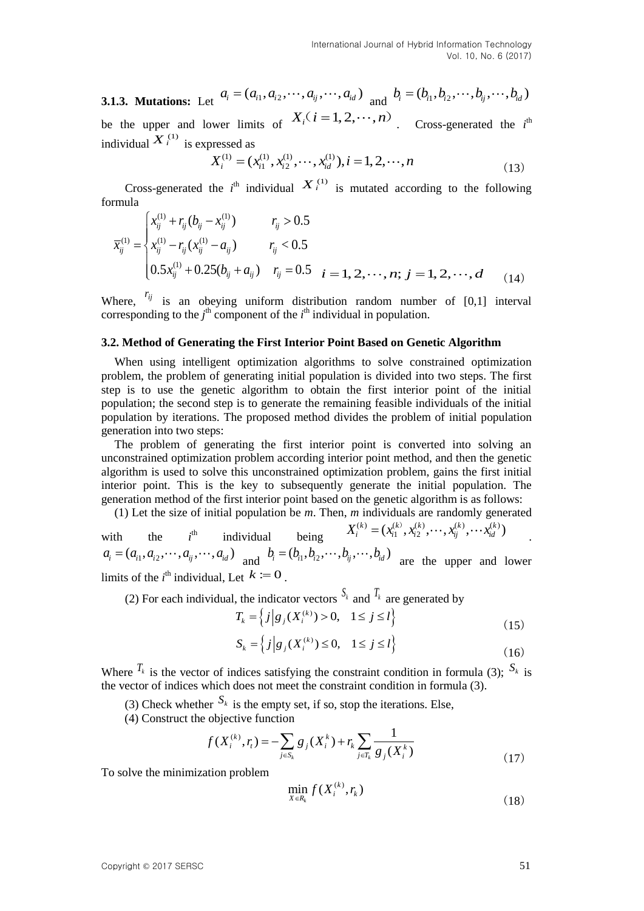**3.1.3. Mutations:** Let $a_i = (a_{i1}, a_{i2}, \cdots, a_{ij}, \cdots, a_{id})$ and $b_i = (b_{i1}, b_{i2}, \cdots, b_{ij}, \cdots, b_{id})$ be the upper and lower limits of $X_i (i = 1, 2, \cdots, n)$. Cross-generated the $i$th individual $X_i^{(1)}$ is expressed as

$$X_i^{(1)} = (x_{i1}^{(1)}, x_{i2}^{(1)}, \cdots, x_{id}^{(1)}), i = 1, 2, \cdots, n \tag{13}$$

Cross-generated the $i$th individual $X_i^{(1)}$ is mutated according to the following formula

$$\overline{x}_{ij}^{(1)} = \begin{cases} x_{ij}^{(1)} + r_{ij}(b_{ij} - x_{ij}^{(1)}) & r_{ij} > 0.5 \\ x_{ij}^{(1)} - r_{ij}(x_{ij}^{(1)} - a_{ij}) & r_{ij} < 0.5 \\ 0.5x_{ij}^{(1)} + 0.25(b_{ij} + a_{ij}) & r_{ij} = 0.5 \end{cases} \quad i = 1, 2, \cdots, n;\ j = 1, 2, \cdots, d \tag{14}$$

Where, $r_{ij}$ is an obeying uniform distribution random number of [0,1] interval corresponding to the $j$th component of the $i$th individual in population.

### 3.2. Method of Generating the First Interior Point Based on Genetic Algorithm

When using intelligent optimization algorithms to solve constrained optimization problem, the problem of generating initial population is divided into two steps. The first step is to use the genetic algorithm to obtain the first interior point of the initial population; the second step is to generate the remaining feasible individuals of the initial population by iterations. The proposed method divides the problem of initial population generation into two steps:

The problem of generating the first interior point is converted into solving an unconstrained optimization problem according interior point method, and then the genetic algorithm is used to solve this unconstrained optimization problem, gains the first initial interior point. This is the key to subsequently generate the initial population. The generation method of the first interior point based on the genetic algorithm is as follows:

(1) Let the size of initial population be $m$. Then, $m$ individuals are randomly generated with the $i$th individual being $X_i^{(k)} = (x_{i1}^{(k)}, x_{i2}^{(k)}, \cdots, x_{ij}^{(k)}, \cdots x_{id}^{(k)})$. $a_i = (a_{i1}, a_{i2}, \cdots, a_{ij}, \cdots, a_{id})$ and $b_i = (b_{i1}, b_{i2}, \cdots, b_{ij}, \cdots, b_{id})$ are the upper and lower limits of the $i$th individual, Let $k := 0$.

(2) For each individual, the indicator vectors $S_k$ and $T_k$ are generated by

$$T_k = \left\{ j \middle| g_j(X_i^{(k)}) > 0, \quad 1 \le j \le l \right\} \tag{15}$$

$$S_k = \left\{ j \middle| g_j(X_i^{(k)}) \le 0, \quad 1 \le j \le l \right\} \tag{16}$$

Where $T_k$ is the vector of indices satisfying the constraint condition in formula (3); $S_k$ is the vector of indices which does not meet the constraint condition in formula (3).

(3) Check whether $S_k$ is the empty set, if so, stop the iterations. Else,

(4) Construct the objective function

$$f(X_i^{(k)}, r_t) = -\sum_{j \in S_k} g_j(X_i^k) + r_k \sum_{j \in T_k} \frac{1}{g_j(X_i^k)} \tag{17}$$

To solve the minimization problem

$$\min_{X \in R_k} f(X_i^{(k)}, r_k) \tag{18}$$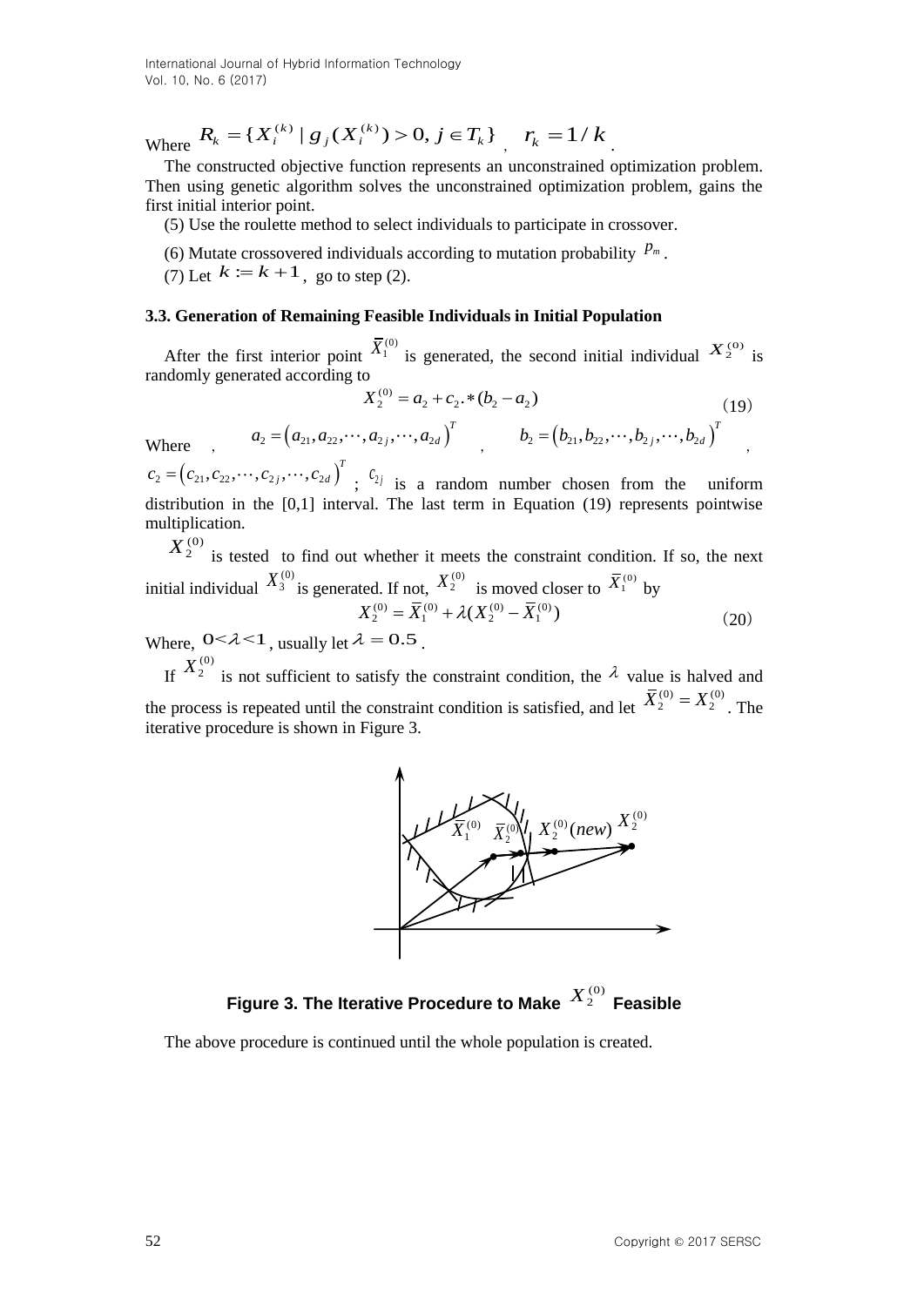Where $R_k = \{X_i^{(k)} \mid g_j(X_i^{(k)}) > 0, j \in T_k\}$, $r_k = 1/k$.

The constructed objective function represents an unconstrained optimization problem. Then using genetic algorithm solves the unconstrained optimization problem, gains the first initial interior point.

(5) Use the roulette method to select individuals to participate in crossover.

(6) Mutate crossovered individuals according to mutation probability $p_m$.

(7) Let $k := k+1$, go to step (2).

### 3.3. Generation of Remaining Feasible Individuals in Initial Population

After the first interior point $\bar{X}_1^{(0)}$ is generated, the second initial individual $X_2^{(0)}$ is randomly generated according to

$$X_2^{(0)} = a_2 + c_2.*(b_2 - a_2) \tag{19}$$

Where, $a_2 = (a_{21}, a_{22}, \cdots, a_{2j}, \cdots, a_{2d})^T$, $b_2 = (b_{21}, b_{22}, \cdots, b_{2j}, \cdots, b_{2d})^T$, $c_2 = (c_{21}, c_{22}, \cdots, c_{2j}, \cdots, c_{2d})^T$; $c_{2j}$ is a random number chosen from the uniform distribution in the [0,1] interval. The last term in Equation (19) represents pointwise multiplication.

$X_2^{(0)}$ is tested to find out whether it meets the constraint condition. If so, the next initial individual $X_3^{(0)}$ is generated. If not, $X_2^{(0)}$ is moved closer to $\bar{X}_1^{(0)}$ by

$$X_2^{(0)} = \bar{X}_1^{(0)} + \lambda(X_2^{(0)} - \bar{X}_1^{(0)}) \tag{20}$$

Where, $0 < \lambda < 1$, usually let $\lambda = 0.5$.

If $X_2^{(0)}$ is not sufficient to satisfy the constraint condition, the $\lambda$ value is halved and the process is repeated until the constraint condition is satisfied, and let $\bar{X}_2^{(0)} = X_2^{(0)}$. The iterative procedure is shown in Figure 3.

**Figure 3. The Iterative Procedure to Make $X_2^{(0)}$ Feasible**

The above procedure is continued until the whole population is created.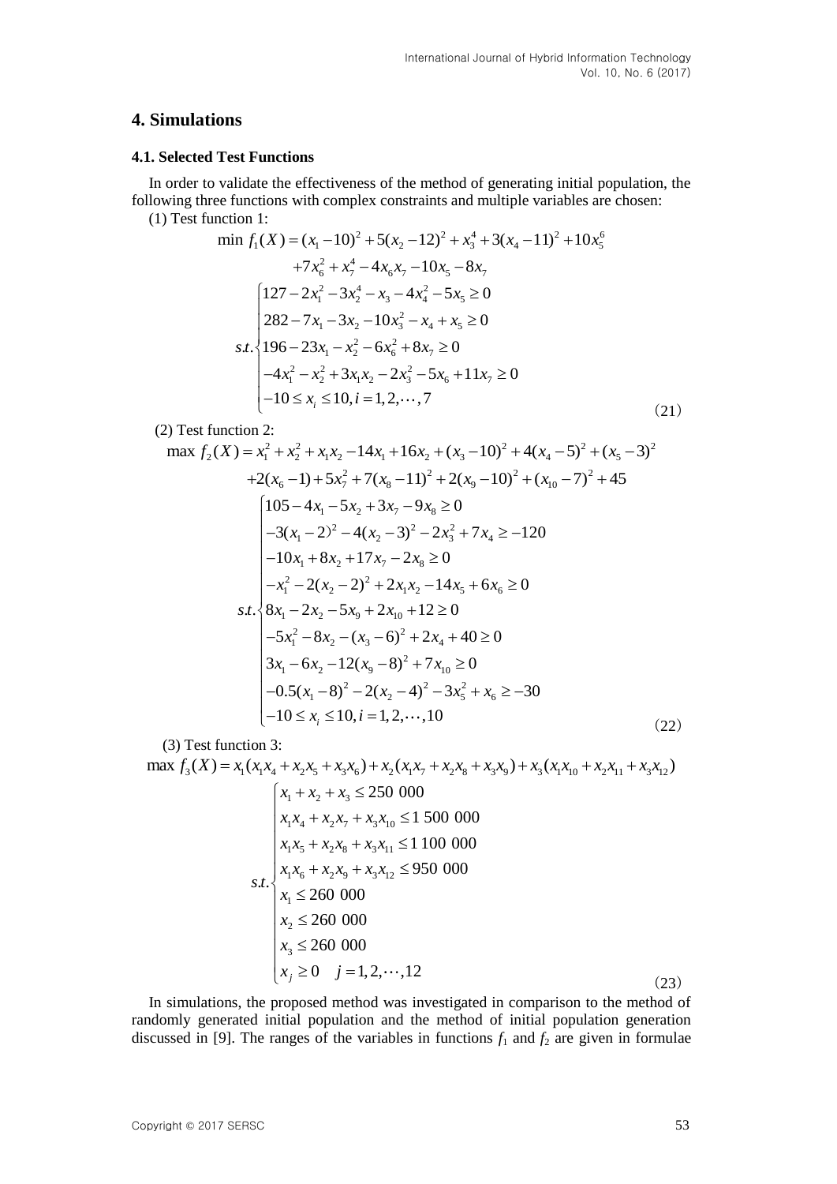## 4. Simulations

### 4.1. Selected Test Functions

In order to validate the effectiveness of the method of generating initial population, the following three functions with complex constraints and multiple variables are chosen:

(1) Test function 1:

$$
\begin{aligned}
\min\ f_1(X) &= (x_1-10)^2 + 5(x_2-12)^2 + x_3^4 + 3(x_4-11)^2 + 10x_5^6 \\
&\quad + 7x_6^2 + x_7^4 - 4x_6x_7 - 10x_5 - 8x_7 \\
s.t.&\begin{cases}
127 - 2x_1^2 - 3x_2^4 - x_3 - 4x_4^2 - 5x_5 \geq 0 \\
282 - 7x_1 - 3x_2 - 10x_3^2 - x_4 + x_5 \geq 0 \\
196 - 23x_1 - x_2^2 - 6x_6^2 + 8x_7 \geq 0 \\
-4x_1^2 - x_2^2 + 3x_1x_2 - 2x_3^2 - 5x_6 + 11x_7 \geq 0 \\
-10 \leq x_i \leq 10, i = 1, 2, \cdots, 7
\end{cases}
\end{aligned}
\tag{21}
$$

(2) Test function 2:

$$
\begin{aligned}
\max\ f_2(X) &= x_1^2 + x_2^2 + x_1x_2 - 14x_1 + 16x_2 + (x_3-10)^2 + 4(x_4-5)^2 + (x_5-3)^2 \\
&\quad + 2(x_6-1) + 5x_7^2 + 7(x_8-11)^2 + 2(x_9-10)^2 + (x_{10}-7)^2 + 45 \\
s.t.&\begin{cases}
105 - 4x_1 - 5x_2 + 3x_7 - 9x_8 \geq 0 \\
-3(x_1-2)^2 - 4(x_2-3)^2 - 2x_3^2 + 7x_4 \geq -120 \\
-10x_1 + 8x_2 + 17x_7 - 2x_8 \geq 0 \\
-x_1^2 - 2(x_2-2)^2 + 2x_1x_2 - 14x_5 + 6x_6 \geq 0 \\
8x_1 - 2x_2 - 5x_9 + 2x_{10} + 12 \geq 0 \\
-5x_1^2 - 8x_2 - (x_3-6)^2 + 2x_4 + 40 \geq 0 \\
3x_1 - 6x_2 - 12(x_9-8)^2 + 7x_{10} \geq 0 \\
-0.5(x_1-8)^2 - 2(x_2-4)^2 - 3x_5^2 + x_6 \geq -30 \\
-10 \leq x_i \leq 10, i = 1, 2, \cdots, 10
\end{cases}
\end{aligned}
\tag{22}
$$

(3) Test function 3:

$$
\begin{aligned}
\max\ f_3(X) &= x_1(x_1x_4 + x_2x_5 + x_3x_6) + x_2(x_1x_7 + x_2x_8 + x_3x_9) + x_3(x_1x_{10} + x_2x_{11} + x_3x_{12}) \\
s.t.&\begin{cases}
x_1 + x_2 + x_3 \leq 250\ 000 \\
x_1x_4 + x_2x_7 + x_3x_{10} \leq 1\ 500\ 000 \\
x_1x_5 + x_2x_8 + x_3x_{11} \leq 1\ 100\ 000 \\
x_1x_6 + x_2x_9 + x_3x_{12} \leq 950\ 000 \\
x_1 \leq 260\ 000 \\
x_2 \leq 260\ 000 \\
x_3 \leq 260\ 000 \\
x_j \geq 0 \quad j = 1, 2, \cdots, 12
\end{cases}
\end{aligned}
\tag{23}
$$

In simulations, the proposed method was investigated in comparison to the method of randomly generated initial population and the method of initial population generation discussed in [9]. The ranges of the variables in functions $f_1$ and $f_2$ are given in formulae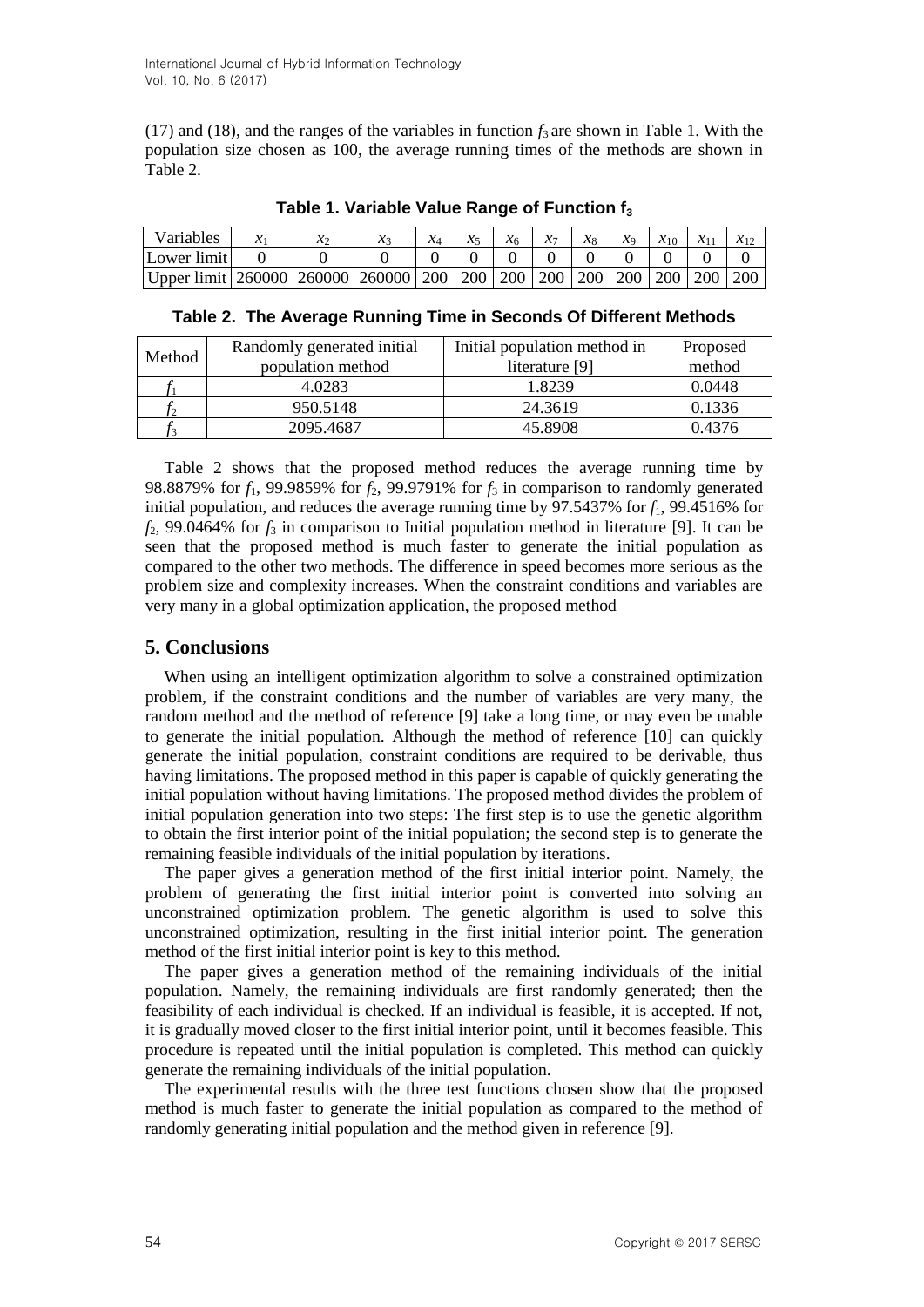(17) and (18), and the ranges of the variables in function $f_3$ are shown in Table 1. With the population size chosen as 100, the average running times of the methods are shown in Table 2.

**Table 1. Variable Value Range of Function $f_3$**

| Variables | $x_1$ | $x_2$ | $x_3$ | $x_4$ | $x_5$ | $x_6$ | $x_7$ | $x_8$ | $x_9$ | $x_{10}$ | $x_{11}$ | $x_{12}$ |
|---|---|---|---|---|---|---|---|---|---|---|---|---|
| Lower limit | 0 | 0 | 0 | 0 | 0 | 0 | 0 | 0 | 0 | 0 | 0 | 0 |
| Upper limit | 260000 | 260000 | 260000 | 200 | 200 | 200 | 200 | 200 | 200 | 200 | 200 | 200 |

**Table 2. The Average Running Time in Seconds Of Different Methods**

| Method | Randomly generated initial population method | Initial population method in literature [9] | Proposed method |
|---|---|---|---|
| $f_1$ | 4.0283 | 1.8239 | 0.0448 |
| $f_2$ | 950.5148 | 24.3619 | 0.1336 |
| $f_3$ | 2095.4687 | 45.8908 | 0.4376 |

Table 2 shows that the proposed method reduces the average running time by 98.8879% for $f_1$, 99.9859% for $f_2$, 99.9791% for $f_3$ in comparison to randomly generated initial population, and reduces the average running time by 97.5437% for $f_1$, 99.4516% for $f_2$, 99.0464% for $f_3$ in comparison to Initial population method in literature [9]. It can be seen that the proposed method is much faster to generate the initial population as compared to the other two methods. The difference in speed becomes more serious as the problem size and complexity increases. When the constraint conditions and variables are very many in a global optimization application, the proposed method

## 5. Conclusions

When using an intelligent optimization algorithm to solve a constrained optimization problem, if the constraint conditions and the number of variables are very many, the random method and the method of reference [9] take a long time, or may even be unable to generate the initial population. Although the method of reference [10] can quickly generate the initial population, constraint conditions are required to be derivable, thus having limitations. The proposed method in this paper is capable of quickly generating the initial population without having limitations. The proposed method divides the problem of initial population generation into two steps: The first step is to use the genetic algorithm to obtain the first interior point of the initial population; the second step is to generate the remaining feasible individuals of the initial population by iterations.

The paper gives a generation method of the first initial interior point. Namely, the problem of generating the first initial interior point is converted into solving an unconstrained optimization problem. The genetic algorithm is used to solve this unconstrained optimization, resulting in the first initial interior point. The generation method of the first initial interior point is key to this method.

The paper gives a generation method of the remaining individuals of the initial population. Namely, the remaining individuals are first randomly generated; then the feasibility of each individual is checked. If an individual is feasible, it is accepted. If not, it is gradually moved closer to the first initial interior point, until it becomes feasible. This procedure is repeated until the initial population is completed. This method can quickly generate the remaining individuals of the initial population.

The experimental results with the three test functions chosen show that the proposed method is much faster to generate the initial population as compared to the method of randomly generating initial population and the method given in reference [9].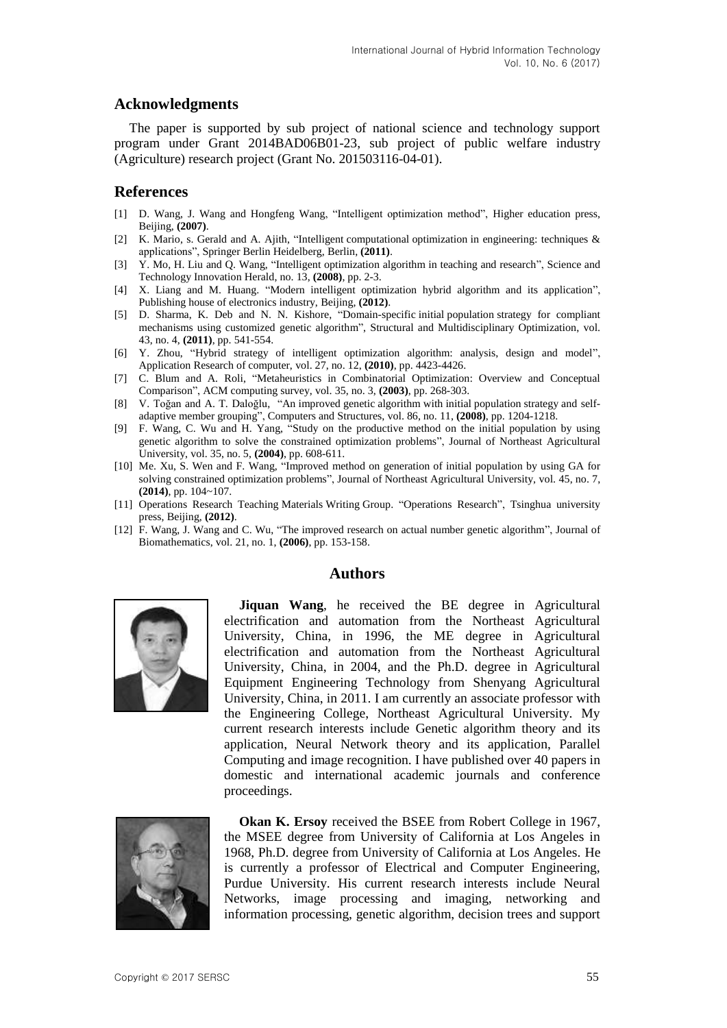## Acknowledgments

The paper is supported by sub project of national science and technology support program under Grant 2014BAD06B01-23, sub project of public welfare industry (Agriculture) research project (Grant No. 201503116-04-01).

## References

[1] D. Wang, J. Wang and Hongfeng Wang, "Intelligent optimization method", Higher education press, Beijing, **(2007)**.

[2] K. Mario, s. Gerald and A. Ajith, "Intelligent computational optimization in engineering: techniques & applications", Springer Berlin Heidelberg, Berlin, **(2011)**.

[3] Y. Mo, H. Liu and Q. Wang, "Intelligent optimization algorithm in teaching and research", Science and Technology Innovation Herald, no. 13, **(2008)**, pp. 2-3.

[4] X. Liang and M. Huang. "Modern intelligent optimization hybrid algorithm and its application", Publishing house of electronics industry, Beijing, **(2012)**.

[5] D. Sharma, K. Deb and N. N. Kishore, "Domain-specific initial population strategy for compliant mechanisms using customized genetic algorithm", Structural and Multidisciplinary Optimization, vol. 43, no. 4, **(2011)**, pp. 541-554.

[6] Y. Zhou, "Hybrid strategy of intelligent optimization algorithm: analysis, design and model", Application Research of computer, vol. 27, no. 12, **(2010)**, pp. 4423-4426.

[7] C. Blum and A. Roli, "Metaheuristics in Combinatorial Optimization: Overview and Conceptual Comparison", ACM computing survey, vol. 35, no. 3, **(2003)**, pp. 268-303.

[8] V. Toğan and A. T. Daloğlu, "An improved genetic algorithm with initial population strategy and self-adaptive member grouping", Computers and Structures, vol. 86, no. 11, **(2008)**, pp. 1204-1218.

[9] F. Wang, C. Wu and H. Yang, "Study on the productive method on the initial population by using genetic algorithm to solve the constrained optimization problems", Journal of Northeast Agricultural University, vol. 35, no. 5, **(2004)**, pp. 608-611.

[10] Me. Xu, S. Wen and F. Wang, "Improved method on generation of initial population by using GA for solving constrained optimization problems", Journal of Northeast Agricultural University, vol. 45, no. 7, **(2014)**, pp. 104~107.

[11] Operations Research Teaching Materials Writing Group. "Operations Research", Tsinghua university press, Beijing, **(2012)**.

[12] F. Wang, J. Wang and C. Wu, "The improved research on actual number genetic algorithm", Journal of Biomathematics, vol. 21, no. 1, **(2006)**, pp. 153-158.

## Authors

**Jiquan Wang**, he received the BE degree in Agricultural electrification and automation from the Northeast Agricultural University, China, in 1996, the ME degree in Agricultural electrification and automation from the Northeast Agricultural University, China, in 2004, and the Ph.D. degree in Agricultural Equipment Engineering Technology from Shenyang Agricultural University, China, in 2011. I am currently an associate professor with the Engineering College, Northeast Agricultural University. My current research interests include Genetic algorithm theory and its application, Neural Network theory and its application, Parallel Computing and image recognition. I have published over 40 papers in domestic and international academic journals and conference proceedings.

**Okan K. Ersoy** received the BSEE from Robert College in 1967, the MSEE degree from University of California at Los Angeles in 1968, Ph.D. degree from University of California at Los Angeles. He is currently a professor of Electrical and Computer Engineering, Purdue University. His current research interests include Neural Networks, image processing and imaging, networking and information processing, genetic algorithm, decision trees and support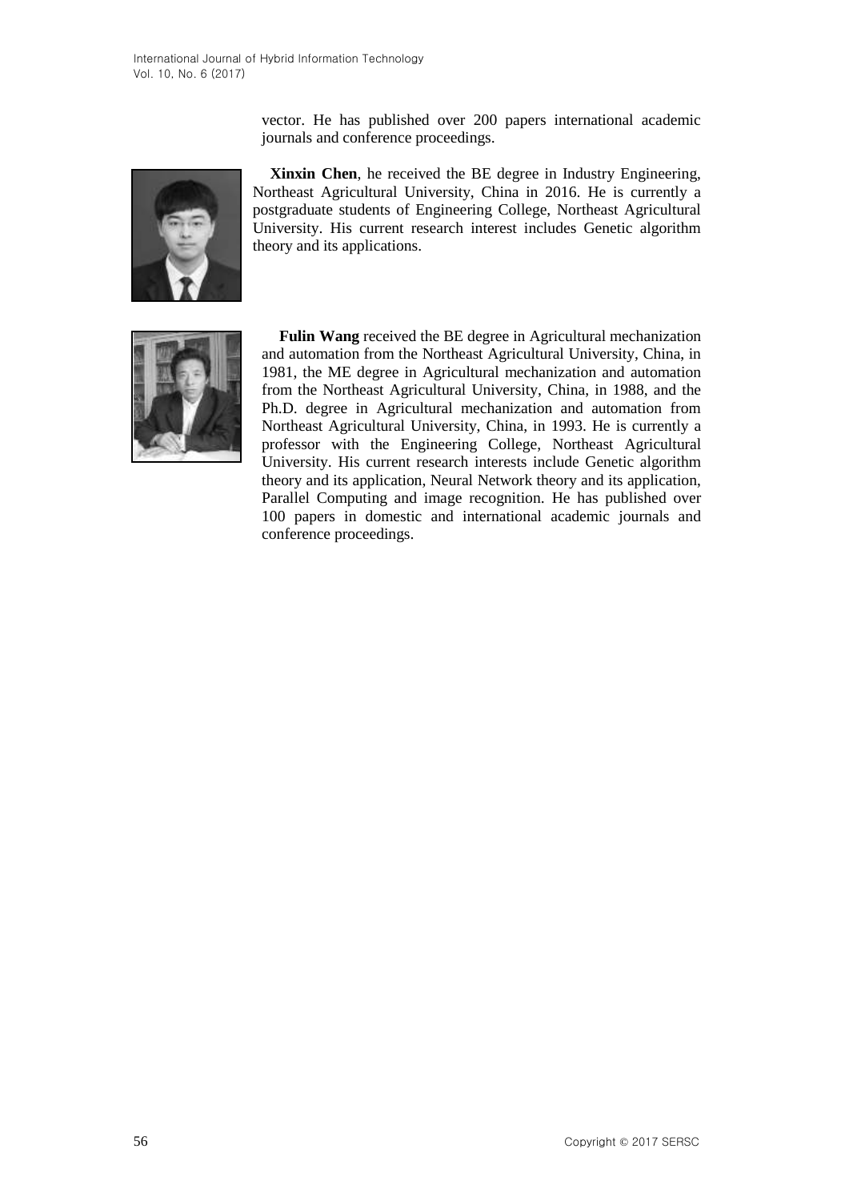vector. He has published over 200 papers international academic journals and conference proceedings.

**Xinxin Chen**, he received the BE degree in Industry Engineering, Northeast Agricultural University, China in 2016. He is currently a postgraduate students of Engineering College, Northeast Agricultural University. His current research interest includes Genetic algorithm theory and its applications.

**Fulin Wang** received the BE degree in Agricultural mechanization and automation from the Northeast Agricultural University, China, in 1981, the ME degree in Agricultural mechanization and automation from the Northeast Agricultural University, China, in 1988, and the Ph.D. degree in Agricultural mechanization and automation from Northeast Agricultural University, China, in 1993. He is currently a professor with the Engineering College, Northeast Agricultural University. His current research interests include Genetic algorithm theory and its application, Neural Network theory and its application, Parallel Computing and image recognition. He has published over 100 papers in domestic and international academic journals and conference proceedings.